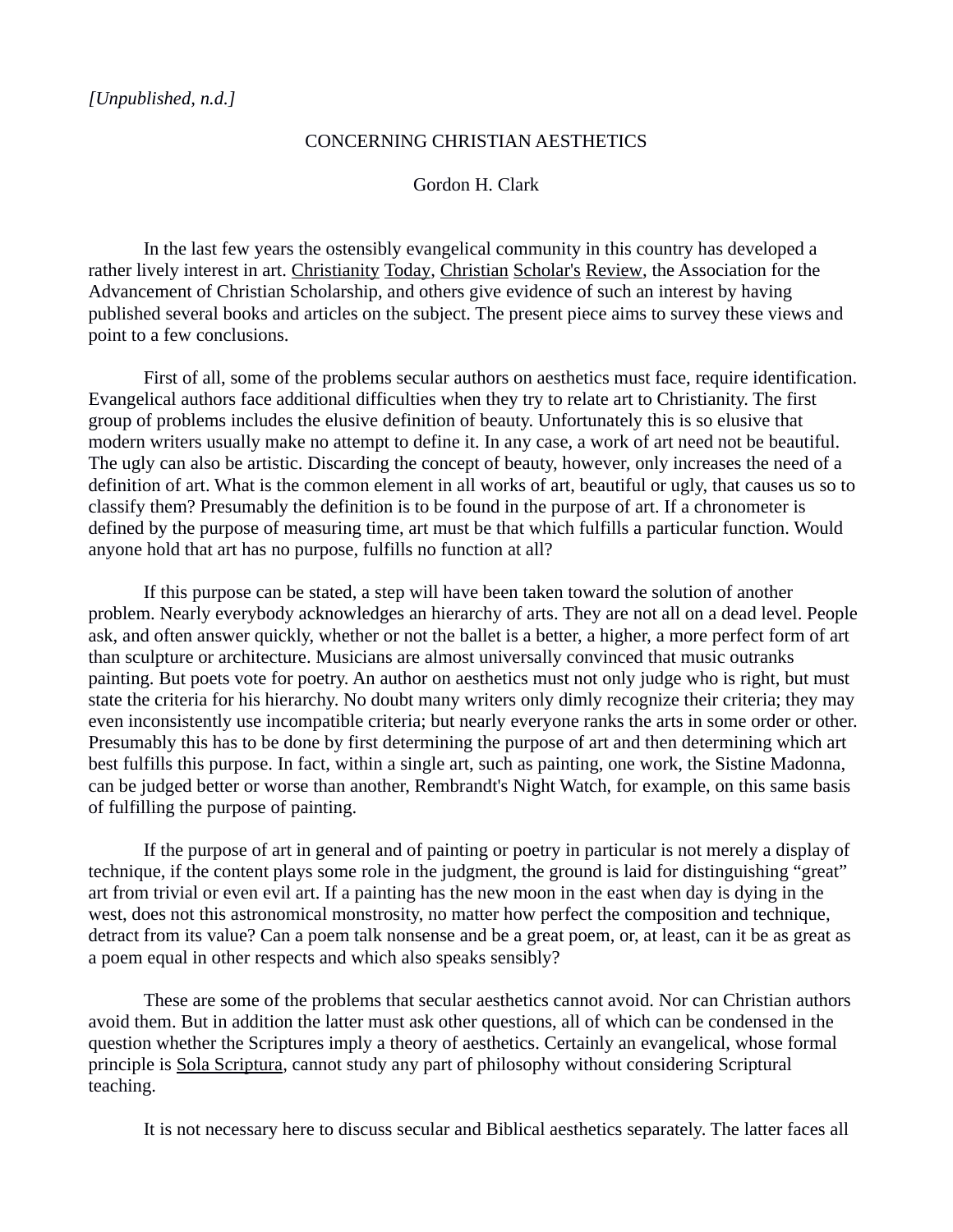*[Unpublished, n.d.]*

# CONCERNING CHRISTIAN AESTHETICS

Gordon H. Clark

In the last few years the ostensibly evangelical community in this country has developed a rather lively interest in art. Christianity Today, Christian Scholar's Review, the Association for the Advancement of Christian Scholarship, and others give evidence of such an interest by having published several books and articles on the subject. The present piece aims to survey these views and point to a few conclusions.

First of all, some of the problems secular authors on aesthetics must face, require identification. Evangelical authors face additional difficulties when they try to relate art to Christianity. The first group of problems includes the elusive definition of beauty. Unfortunately this is so elusive that modern writers usually make no attempt to define it. In any case, a work of art need not be beautiful. The ugly can also be artistic. Discarding the concept of beauty, however, only increases the need of a definition of art. What is the common element in all works of art, beautiful or ugly, that causes us so to classify them? Presumably the definition is to be found in the purpose of art. If a chronometer is defined by the purpose of measuring time, art must be that which fulfills a particular function. Would anyone hold that art has no purpose, fulfills no function at all?

If this purpose can be stated, a step will have been taken toward the solution of another problem. Nearly everybody acknowledges an hierarchy of arts. They are not all on a dead level. People ask, and often answer quickly, whether or not the ballet is a better, a higher, a more perfect form of art than sculpture or architecture. Musicians are almost universally convinced that music outranks painting. But poets vote for poetry. An author on aesthetics must not only judge who is right, but must state the criteria for his hierarchy. No doubt many writers only dimly recognize their criteria; they may even inconsistently use incompatible criteria; but nearly everyone ranks the arts in some order or other. Presumably this has to be done by first determining the purpose of art and then determining which art best fulfills this purpose. In fact, within a single art, such as painting, one work, the Sistine Madonna, can be judged better or worse than another, Rembrandt's Night Watch, for example, on this same basis of fulfilling the purpose of painting.

If the purpose of art in general and of painting or poetry in particular is not merely a display of technique, if the content plays some role in the judgment, the ground is laid for distinguishing "great" art from trivial or even evil art. If a painting has the new moon in the east when day is dying in the west, does not this astronomical monstrosity, no matter how perfect the composition and technique, detract from its value? Can a poem talk nonsense and be a great poem, or, at least, can it be as great as a poem equal in other respects and which also speaks sensibly?

These are some of the problems that secular aesthetics cannot avoid. Nor can Christian authors avoid them. But in addition the latter must ask other questions, all of which can be condensed in the question whether the Scriptures imply a theory of aesthetics. Certainly an evangelical, whose formal principle is Sola Scriptura, cannot study any part of philosophy without considering Scriptural teaching.

It is not necessary here to discuss secular and Biblical aesthetics separately. The latter faces all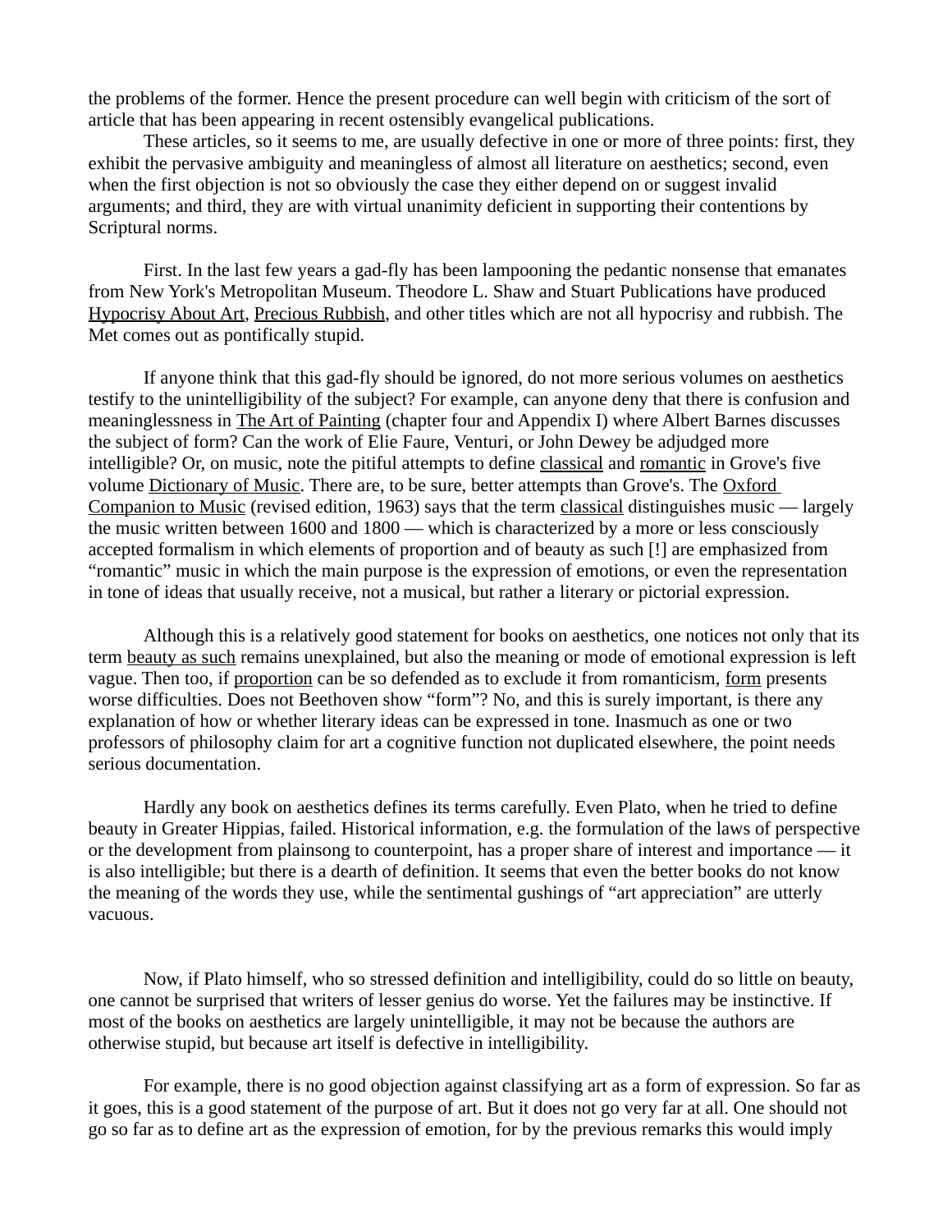the problems of the former. Hence the present procedure can well begin with criticism of the sort of article that has been appearing in recent ostensibly evangelical publications.

These articles, so it seems to me, are usually defective in one or more of three points: first, they exhibit the pervasive ambiguity and meaningless of almost all literature on aesthetics; second, even when the first objection is not so obviously the case they either depend on or suggest invalid arguments; and third, they are with virtual unanimity deficient in supporting their contentions by Scriptural norms.

First. In the last few years a gad-fly has been lampooning the pedantic nonsense that emanates from New York's Metropolitan Museum. Theodore L. Shaw and Stuart Publications have produced Hypocrisy About Art, Precious Rubbish, and other titles which are not all hypocrisy and rubbish. The Met comes out as pontifically stupid.

If anyone think that this gad-fly should be ignored, do not more serious volumes on aesthetics testify to the unintelligibility of the subject? For example, can anyone deny that there is confusion and meaninglessness in The Art of Painting (chapter four and Appendix I) where Albert Barnes discusses the subject of form? Can the work of Elie Faure, Venturi, or John Dewey be adjudged more intelligible? Or, on music, note the pitiful attempts to define classical and romantic in Grove's five volume Dictionary of Music. There are, to be sure, better attempts than Grove's. The Oxford Companion to Music (revised edition, 1963) says that the term classical distinguishes music — largely the music written between 1600 and 1800 — which is characterized by a more or less consciously accepted formalism in which elements of proportion and of beauty as such [!] are emphasized from "romantic" music in which the main purpose is the expression of emotions, or even the representation in tone of ideas that usually receive, not a musical, but rather a literary or pictorial expression.

Although this is a relatively good statement for books on aesthetics, one notices not only that its term beauty as such remains unexplained, but also the meaning or mode of emotional expression is left vague. Then too, if proportion can be so defended as to exclude it from romanticism, form presents worse difficulties. Does not Beethoven show "form"? No, and this is surely important, is there any explanation of how or whether literary ideas can be expressed in tone. Inasmuch as one or two professors of philosophy claim for art a cognitive function not duplicated elsewhere, the point needs serious documentation.

Hardly any book on aesthetics defines its terms carefully. Even Plato, when he tried to define beauty in Greater Hippias, failed. Historical information, e.g. the formulation of the laws of perspective or the development from plainsong to counterpoint, has a proper share of interest and importance — it is also intelligible; but there is a dearth of definition. It seems that even the better books do not know the meaning of the words they use, while the sentimental gushings of "art appreciation" are utterly vacuous.

Now, if Plato himself, who so stressed definition and intelligibility, could do so little on beauty, one cannot be surprised that writers of lesser genius do worse. Yet the failures may be instinctive. If most of the books on aesthetics are largely unintelligible, it may not be because the authors are otherwise stupid, but because art itself is defective in intelligibility.

For example, there is no good objection against classifying art as a form of expression. So far as it goes, this is a good statement of the purpose of art. But it does not go very far at all. One should not go so far as to define art as the expression of emotion, for by the previous remarks this would imply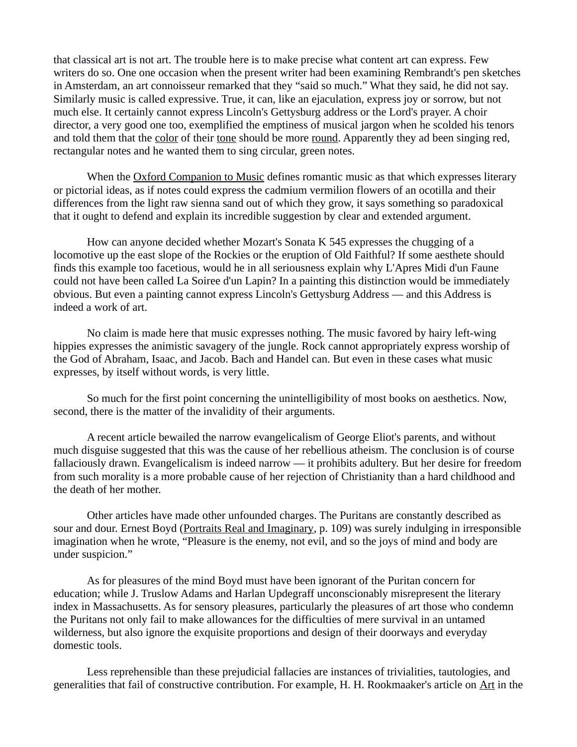that classical art is not art. The trouble here is to make precise what content art can express. Few writers do so. One one occasion when the present writer had been examining Rembrandt's pen sketches in Amsterdam, an art connoisseur remarked that they "said so much." What they said, he did not say. Similarly music is called expressive. True, it can, like an ejaculation, express joy or sorrow, but not much else. It certainly cannot express Lincoln's Gettysburg address or the Lord's prayer. A choir director, a very good one too, exemplified the emptiness of musical jargon when he scolded his tenors and told them that the color of their tone should be more round. Apparently they ad been singing red, rectangular notes and he wanted them to sing circular, green notes.

When the Oxford Companion to Music defines romantic music as that which expresses literary or pictorial ideas, as if notes could express the cadmium vermilion flowers of an ocotilla and their differences from the light raw sienna sand out of which they grow, it says something so paradoxical that it ought to defend and explain its incredible suggestion by clear and extended argument.

How can anyone decided whether Mozart's Sonata K 545 expresses the chugging of a locomotive up the east slope of the Rockies or the eruption of Old Faithful? If some aesthete should finds this example too facetious, would he in all seriousness explain why L'Apres Midi d'un Faune could not have been called La Soiree d'un Lapin? In a painting this distinction would be immediately obvious. But even a painting cannot express Lincoln's Gettysburg Address — and this Address is indeed a work of art.

No claim is made here that music expresses nothing. The music favored by hairy left-wing hippies expresses the animistic savagery of the jungle. Rock cannot appropriately express worship of the God of Abraham, Isaac, and Jacob. Bach and Handel can. But even in these cases what music expresses, by itself without words, is very little.

So much for the first point concerning the unintelligibility of most books on aesthetics. Now, second, there is the matter of the invalidity of their arguments.

A recent article bewailed the narrow evangelicalism of George Eliot's parents, and without much disguise suggested that this was the cause of her rebellious atheism. The conclusion is of course fallaciously drawn. Evangelicalism is indeed narrow — it prohibits adultery. But her desire for freedom from such morality is a more probable cause of her rejection of Christianity than a hard childhood and the death of her mother.

Other articles have made other unfounded charges. The Puritans are constantly described as sour and dour. Ernest Boyd (Portraits Real and Imaginary, p. 109) was surely indulging in irresponsible imagination when he wrote, "Pleasure is the enemy, not evil, and so the joys of mind and body are under suspicion."

As for pleasures of the mind Boyd must have been ignorant of the Puritan concern for education; while J. Truslow Adams and Harlan Updegraff unconscionably misrepresent the literary index in Massachusetts. As for sensory pleasures, particularly the pleasures of art those who condemn the Puritans not only fail to make allowances for the difficulties of mere survival in an untamed wilderness, but also ignore the exquisite proportions and design of their doorways and everyday domestic tools.

Less reprehensible than these prejudicial fallacies are instances of trivialities, tautologies, and generalities that fail of constructive contribution. For example, H. H. Rookmaaker's article on Art in the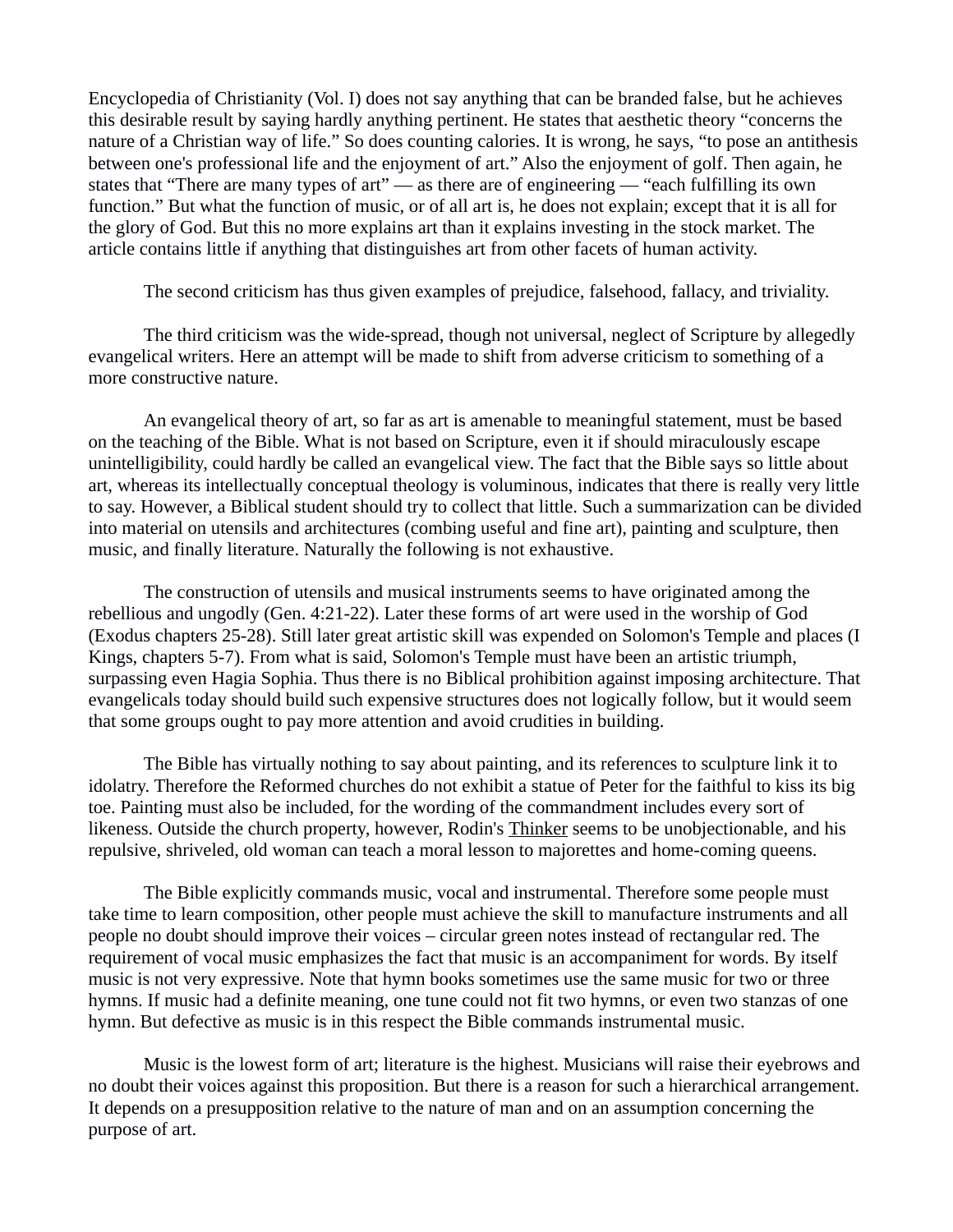Encyclopedia of Christianity (Vol. I) does not say anything that can be branded false, but he achieves this desirable result by saying hardly anything pertinent. He states that aesthetic theory "concerns the nature of a Christian way of life." So does counting calories. It is wrong, he says, "to pose an antithesis between one's professional life and the enjoyment of art." Also the enjoyment of golf. Then again, he states that "There are many types of art" — as there are of engineering — "each fulfilling its own function." But what the function of music, or of all art is, he does not explain; except that it is all for the glory of God. But this no more explains art than it explains investing in the stock market. The article contains little if anything that distinguishes art from other facets of human activity.

The second criticism has thus given examples of prejudice, falsehood, fallacy, and triviality.

The third criticism was the wide-spread, though not universal, neglect of Scripture by allegedly evangelical writers. Here an attempt will be made to shift from adverse criticism to something of a more constructive nature.

An evangelical theory of art, so far as art is amenable to meaningful statement, must be based on the teaching of the Bible. What is not based on Scripture, even it if should miraculously escape unintelligibility, could hardly be called an evangelical view. The fact that the Bible says so little about art, whereas its intellectually conceptual theology is voluminous, indicates that there is really very little to say. However, a Biblical student should try to collect that little. Such a summarization can be divided into material on utensils and architectures (combing useful and fine art), painting and sculpture, then music, and finally literature. Naturally the following is not exhaustive.

The construction of utensils and musical instruments seems to have originated among the rebellious and ungodly (Gen. 4:21-22). Later these forms of art were used in the worship of God (Exodus chapters 25-28). Still later great artistic skill was expended on Solomon's Temple and places (I Kings, chapters 5-7). From what is said, Solomon's Temple must have been an artistic triumph, surpassing even Hagia Sophia. Thus there is no Biblical prohibition against imposing architecture. That evangelicals today should build such expensive structures does not logically follow, but it would seem that some groups ought to pay more attention and avoid crudities in building.

The Bible has virtually nothing to say about painting, and its references to sculpture link it to idolatry. Therefore the Reformed churches do not exhibit a statue of Peter for the faithful to kiss its big toe. Painting must also be included, for the wording of the commandment includes every sort of likeness. Outside the church property, however, Rodin's Thinker seems to be unobjectionable, and his repulsive, shriveled, old woman can teach a moral lesson to majorettes and home-coming queens.

The Bible explicitly commands music, vocal and instrumental. Therefore some people must take time to learn composition, other people must achieve the skill to manufacture instruments and all people no doubt should improve their voices – circular green notes instead of rectangular red. The requirement of vocal music emphasizes the fact that music is an accompaniment for words. By itself music is not very expressive. Note that hymn books sometimes use the same music for two or three hymns. If music had a definite meaning, one tune could not fit two hymns, or even two stanzas of one hymn. But defective as music is in this respect the Bible commands instrumental music.

Music is the lowest form of art; literature is the highest. Musicians will raise their eyebrows and no doubt their voices against this proposition. But there is a reason for such a hierarchical arrangement. It depends on a presupposition relative to the nature of man and on an assumption concerning the purpose of art.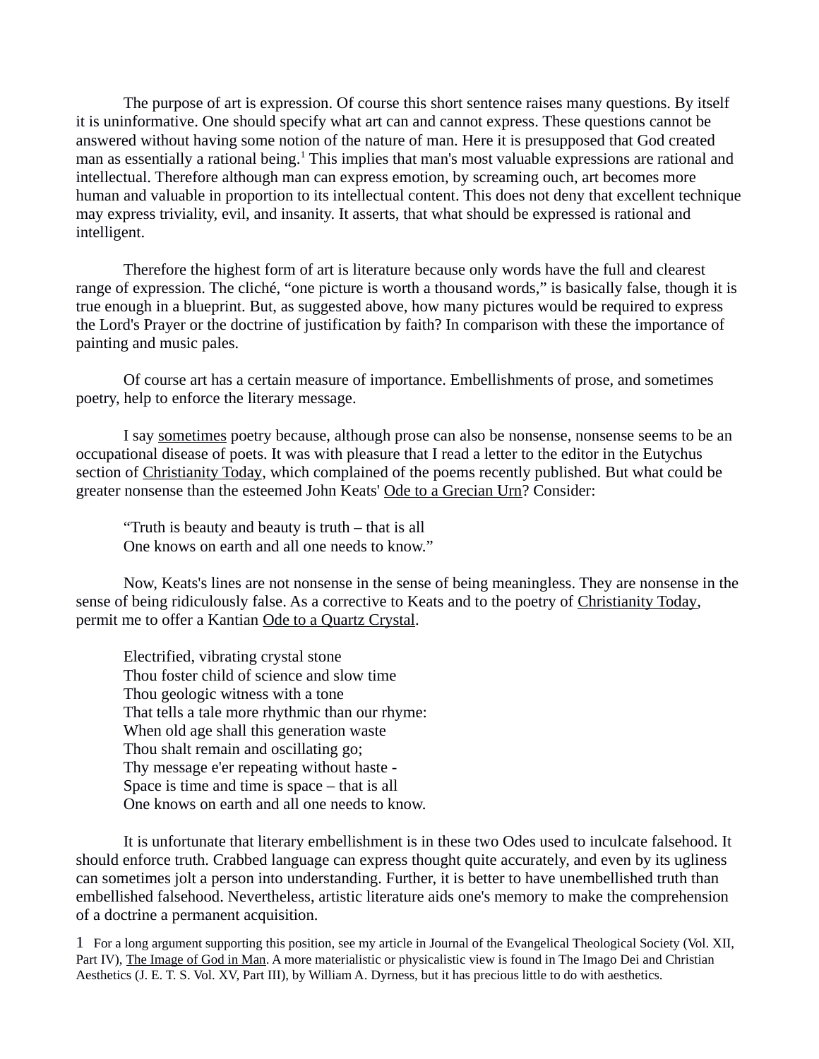The purpose of art is expression. Of course this short sentence raises many questions. By itself it is uninformative. One should specify what art can and cannot express. These questions cannot be answered without having some notion of the nature of man. Here it is presupposed that God created man as essentially a rational being.[1] This implies that man's most valuable expressions are rational and intellectual. Therefore although man can express emotion, by screaming ouch, art becomes more human and valuable in proportion to its intellectual content. This does not deny that excellent technique may express triviality, evil, and insanity. It asserts, that what should be expressed is rational and intelligent.

Therefore the highest form of art is literature because only words have the full and clearest range of expression. The cliché, "one picture is worth a thousand words," is basically false, though it is true enough in a blueprint. But, as suggested above, how many pictures would be required to express the Lord's Prayer or the doctrine of justification by faith? In comparison with these the importance of painting and music pales.

Of course art has a certain measure of importance. Embellishments of prose, and sometimes poetry, help to enforce the literary message.

I say <u>sometimes</u> poetry because, although prose can also be nonsense, nonsense seems to be an occupational disease of poets. It was with pleasure that I read a letter to the editor in the Eutychus section of <u>Christianity Today</u>, which complained of the poems recently published. But what could be greater nonsense than the esteemed John Keats' <u>Ode to a Grecian Urn</u>? Consider:

> "Truth is beauty and beauty is truth – that is all
> One knows on earth and all one needs to know."

Now, Keats's lines are not nonsense in the sense of being meaningless. They are nonsense in the sense of being ridiculously false. As a corrective to Keats and to the poetry of <u>Christianity Today</u>, permit me to offer a Kantian <u>Ode to a Quartz Crystal</u>.

> Electrified, vibrating crystal stone
> Thou foster child of science and slow time
> Thou geologic witness with a tone
> That tells a tale more rhythmic than our rhyme:
> When old age shall this generation waste
> Thou shalt remain and oscillating go;
> Thy message e'er repeating without haste -
> Space is time and time is space – that is all
> One knows on earth and all one needs to know.

It is unfortunate that literary embellishment is in these two Odes used to inculcate falsehood. It should enforce truth. Crabbed language can express thought quite accurately, and even by its ugliness can sometimes jolt a person into understanding. Further, it is better to have unembellished truth than embellished falsehood. Nevertheless, artistic literature aids one's memory to make the comprehension of a doctrine a permanent acquisition.

[1] For a long argument supporting this position, see my article in Journal of the Evangelical Theological Society (Vol. XII, Part IV), <u>The Image of God in Man</u>. A more materialistic or physicalistic view is found in The Imago Dei and Christian Aesthetics (J. E. T. S. Vol. XV, Part III), by William A. Dyrness, but it has precious little to do with aesthetics.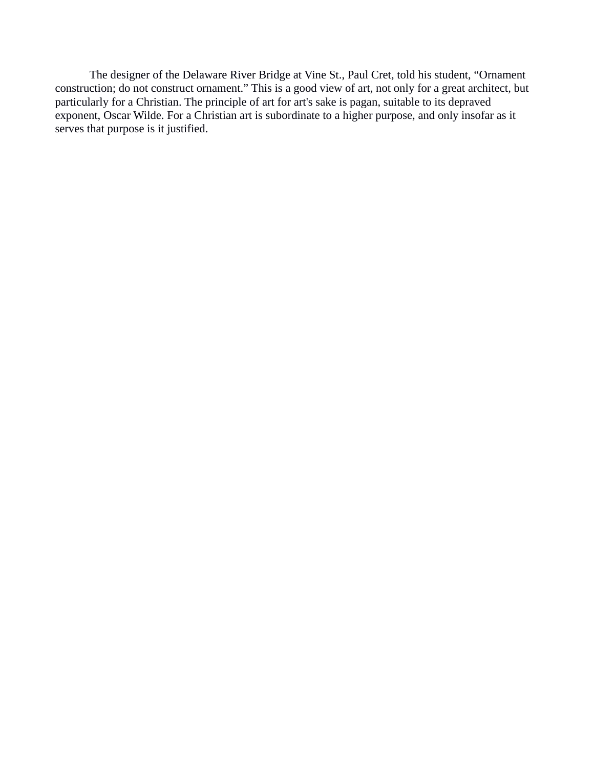The designer of the Delaware River Bridge at Vine St., Paul Cret, told his student, "Ornament construction; do not construct ornament." This is a good view of art, not only for a great architect, but particularly for a Christian. The principle of art for art's sake is pagan, suitable to its depraved exponent, Oscar Wilde. For a Christian art is subordinate to a higher purpose, and only insofar as it serves that purpose is it justified.